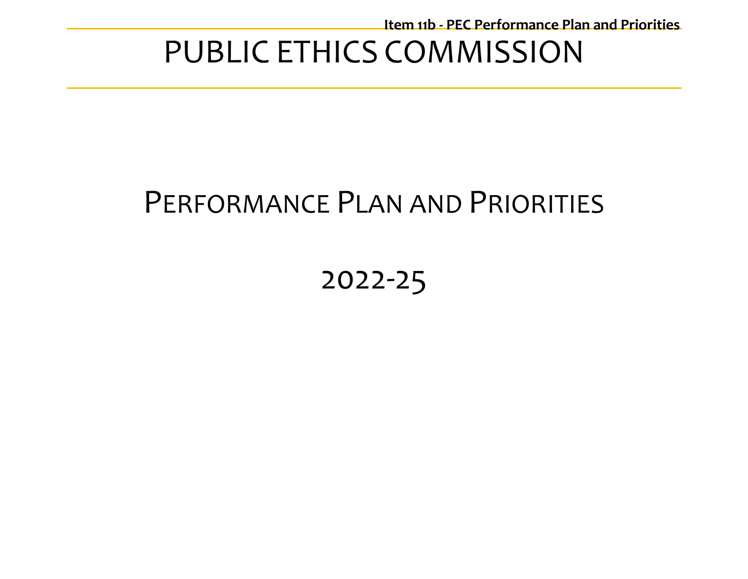# PUBLIC ETHICS COMMISSION

## PERFORMANCE PLAN AND PRIORITIES

## 2022-25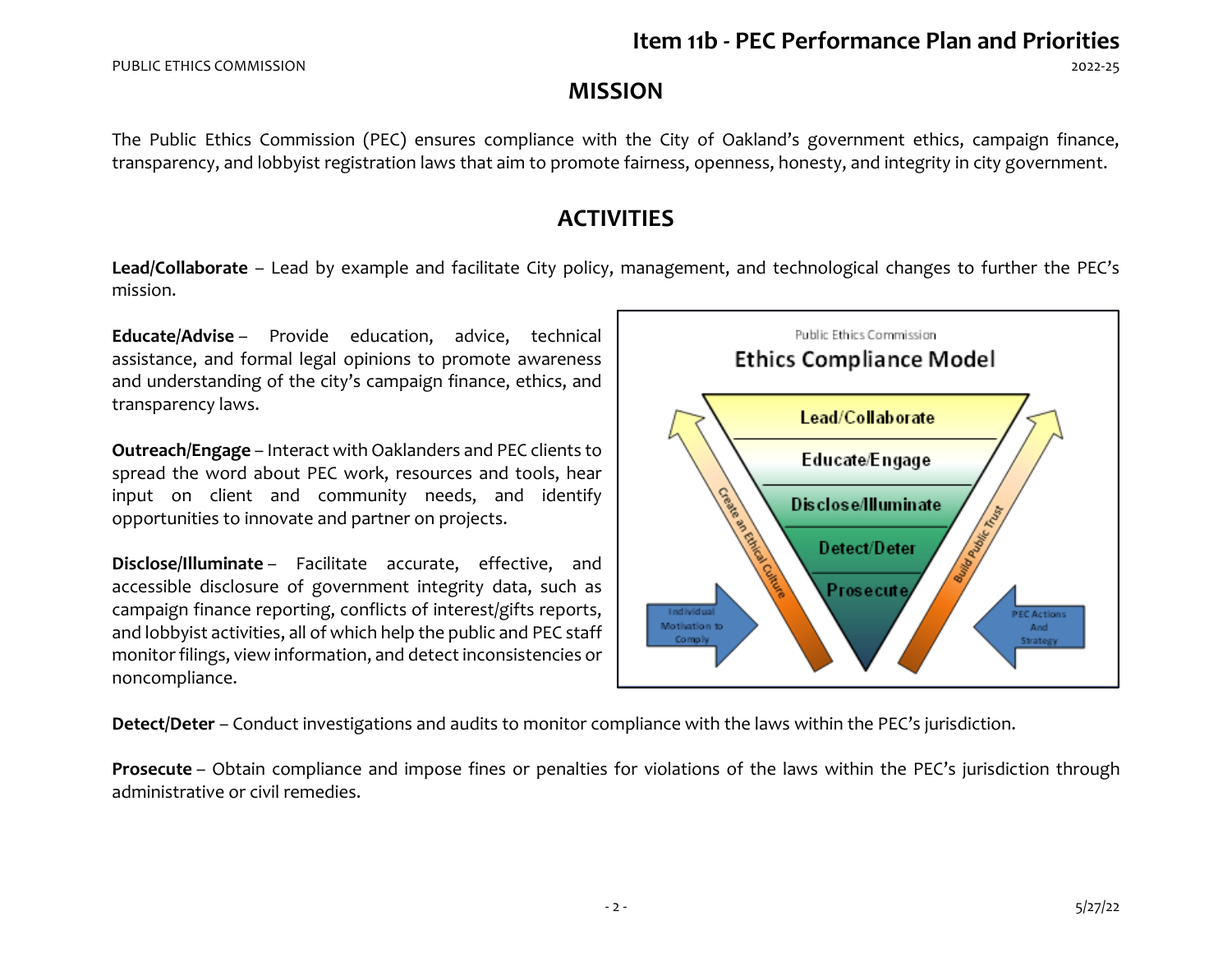# MISSION

The Public Ethics Commission (PEC) ensures compliance with the City of Oakland's government ethics, campaign finance, transparency, and lobbyist registration laws that aim to promote fairness, openness, honesty, and integrity in city government.

# ACTIVITIES

**Lead/Collaborate** – Lead by example and facilitate City policy, management, and technological changes to further the PEC's mission.

**Educate/Advise** – Provide education, advice, technical assistance, and formal legal opinions to promote awareness and understanding of the city's campaign finance, ethics, and transparency laws.

**Outreach/Engage** – Interact with Oaklanders and PEC clients to spread the word about PEC work, resources and tools, hear input on client and community needs, and identify opportunities to innovate and partner on projects.

**Disclose/Illuminate** – Facilitate accurate, effective, and accessible disclosure of government integrity data, such as campaign finance reporting, conflicts of interest/gifts reports, and lobbyist activities, all of which help the public and PEC staff monitor filings, view information, and detect inconsistencies or noncompliance.

**Detect/Deter** – Conduct investigations and audits to monitor compliance with the laws within the PEC's jurisdiction.

**Prosecute** – Obtain compliance and impose fines or penalties for violations of the laws within the PEC's jurisdiction through administrative or civil remedies.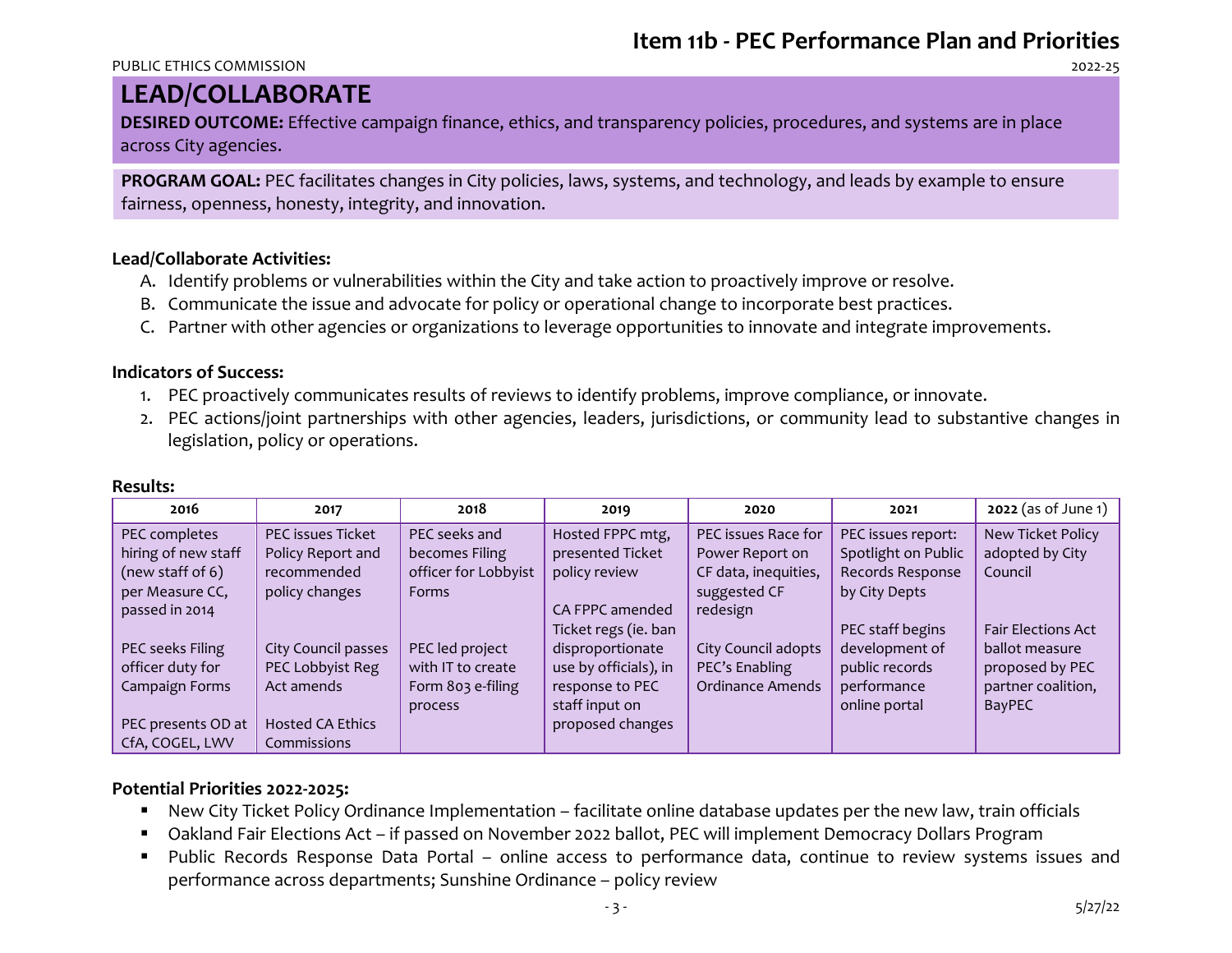# LEAD/COLLABORATE

**DESIRED OUTCOME:** Effective campaign finance, ethics, and transparency policies, procedures, and systems are in place across City agencies.

**PROGRAM GOAL:** PEC facilitates changes in City policies, laws, systems, and technology, and leads by example to ensure fairness, openness, honesty, integrity, and innovation.

**Lead/Collaborate Activities:**

A. Identify problems or vulnerabilities within the City and take action to proactively improve or resolve.
B. Communicate the issue and advocate for policy or operational change to incorporate best practices.
C. Partner with other agencies or organizations to leverage opportunities to innovate and integrate improvements.

**Indicators of Success:**

1. PEC proactively communicates results of reviews to identify problems, improve compliance, or innovate.
2. PEC actions/joint partnerships with other agencies, leaders, jurisdictions, or community lead to substantive changes in legislation, policy or operations.

**Results:**

| 2016 | 2017 | 2018 | 2019 | 2020 | 2021 | **2022** (as of June 1) |
|---|---|---|---|---|---|---|
| PEC completes hiring of new staff (new staff of 6) per Measure CC, passed in 2014<br><br>PEC seeks Filing officer duty for Campaign Forms<br><br>PEC presents OD at CfA, COGEL, LWV | PEC issues Ticket Policy Report and recommended policy changes<br><br>City Council passes PEC Lobbyist Reg Act amends<br><br>Hosted CA Ethics Commissions | PEC seeks and becomes Filing officer for Lobbyist Forms<br><br>PEC led project with IT to create Form 803 e-filing process | Hosted FPPC mtg, presented Ticket policy review<br><br>CA FPPC amended Ticket regs (ie. ban disproportionate use by officials), in response to PEC staff input on proposed changes | PEC issues Race for Power Report on CF data, inequities, suggested CF redesign<br><br>City Council adopts PEC's Enabling Ordinance Amends | PEC issues report: Spotlight on Public Records Response by City Depts<br><br>PEC staff begins development of public records performance online portal | New Ticket Policy adopted by City Council<br><br>Fair Elections Act ballot measure proposed by PEC partner coalition, BayPEC |

**Potential Priorities 2022-2025:**

- New City Ticket Policy Ordinance Implementation – facilitate online database updates per the new law, train officials
- Oakland Fair Elections Act – if passed on November 2022 ballot, PEC will implement Democracy Dollars Program
- Public Records Response Data Portal – online access to performance data, continue to review systems issues and performance across departments; Sunshine Ordinance – policy review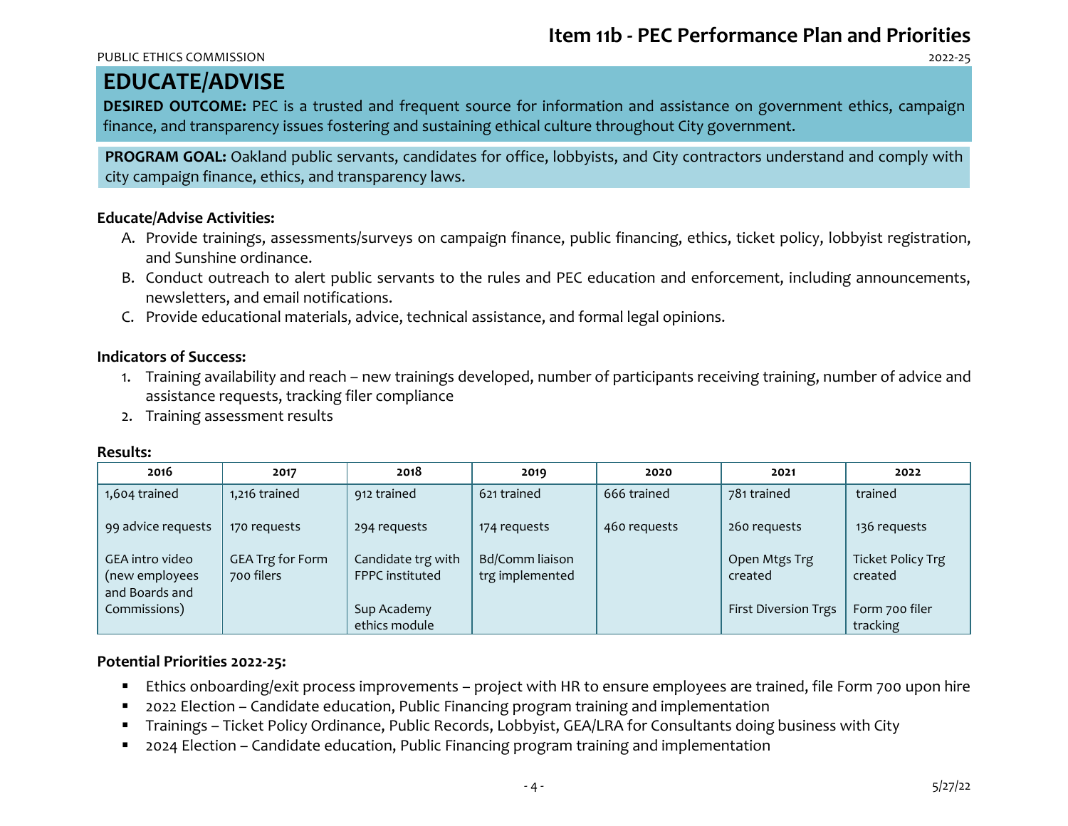# Item 11b - PEC Performance Plan and Priorities

PUBLIC ETHICS COMMISSION 2022-25

## EDUCATE/ADVISE

**DESIRED OUTCOME:** PEC is a trusted and frequent source for information and assistance on government ethics, campaign finance, and transparency issues fostering and sustaining ethical culture throughout City government.

**PROGRAM GOAL:** Oakland public servants, candidates for office, lobbyists, and City contractors understand and comply with city campaign finance, ethics, and transparency laws.

**Educate/Advise Activities:**

A. Provide trainings, assessments/surveys on campaign finance, public financing, ethics, ticket policy, lobbyist registration, and Sunshine ordinance.
B. Conduct outreach to alert public servants to the rules and PEC education and enforcement, including announcements, newsletters, and email notifications.
C. Provide educational materials, advice, technical assistance, and formal legal opinions.

**Indicators of Success:**

1. Training availability and reach – new trainings developed, number of participants receiving training, number of advice and assistance requests, tracking filer compliance
2. Training assessment results

**Results:**

| 2016 | 2017 | 2018 | 2019 | 2020 | 2021 | 2022 |
|---|---|---|---|---|---|---|
| 1,604 trained | 1,216 trained | 912 trained | 621 trained | 666 trained | 781 trained | trained |
| 99 advice requests | 170 requests | 294 requests | 174 requests | 460 requests | 260 requests | 136 requests |
| GEA intro video (new employees and Boards and Commissions) | GEA Trg for Form 700 filers | Candidate trg with FPPC instituted<br><br>Sup Academy ethics module | Bd/Comm liaison trg implemented | | Open Mtgs Trg created<br><br>First Diversion Trgs | Ticket Policy Trg created<br><br>Form 700 filer tracking |

**Potential Priorities 2022-25:**

- Ethics onboarding/exit process improvements – project with HR to ensure employees are trained, file Form 700 upon hire
- 2022 Election – Candidate education, Public Financing program training and implementation
- Trainings – Ticket Policy Ordinance, Public Records, Lobbyist, GEA/LRA for Consultants doing business with City
- 2024 Election – Candidate education, Public Financing program training and implementation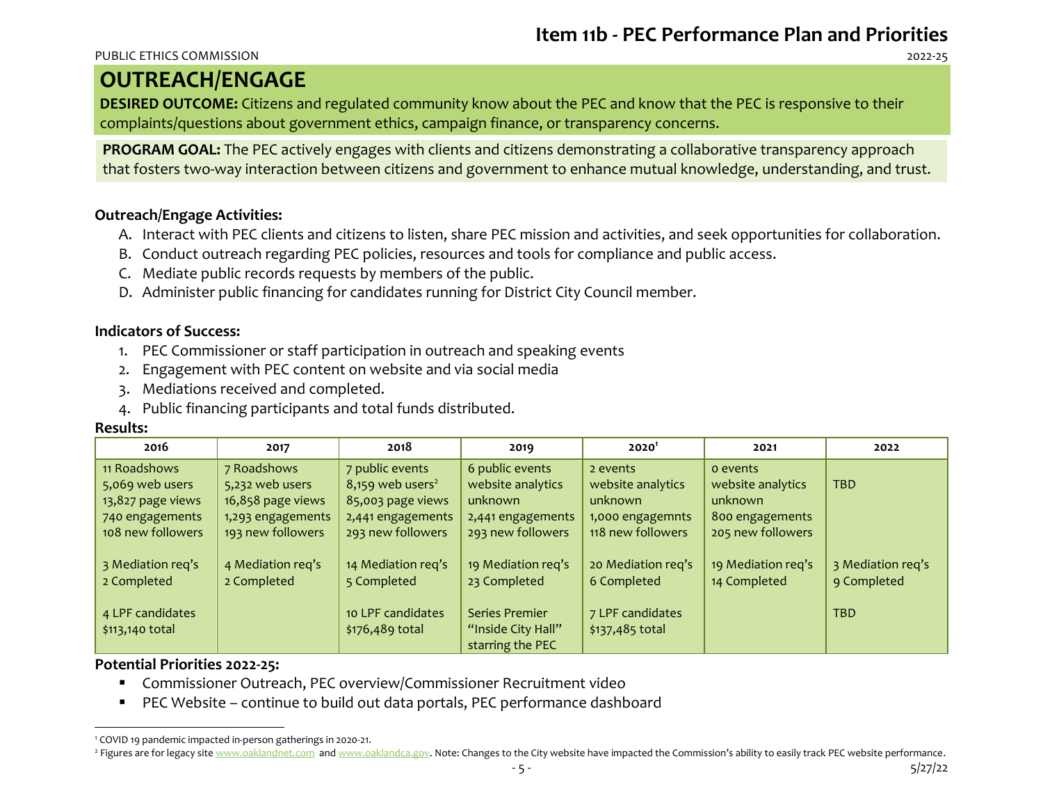# OUTREACH/ENGAGE

**DESIRED OUTCOME:** Citizens and regulated community know about the PEC and know that the PEC is responsive to their complaints/questions about government ethics, campaign finance, or transparency concerns.

**PROGRAM GOAL:** The PEC actively engages with clients and citizens demonstrating a collaborative transparency approach that fosters two-way interaction between citizens and government to enhance mutual knowledge, understanding, and trust.

**Outreach/Engage Activities:**

A. Interact with PEC clients and citizens to listen, share PEC mission and activities, and seek opportunities for collaboration.
B. Conduct outreach regarding PEC policies, resources and tools for compliance and public access.
C. Mediate public records requests by members of the public.
D. Administer public financing for candidates running for District City Council member.

**Indicators of Success:**

1. PEC Commissioner or staff participation in outreach and speaking events
2. Engagement with PEC content on website and via social media
3. Mediations received and completed.
4. Public financing participants and total funds distributed.

**Results:**

| 2016 | 2017 | 2018 | 2019 | 2020[1] | 2021 | 2022 |
|---|---|---|---|---|---|---|
| 11 Roadshows<br>5,069 web users<br>13,827 page views<br>740 engagements<br>108 new followers | 7 Roadshows<br>5,232 web users<br>16,858 page views<br>1,293 engagements<br>193 new followers | 7 public events<br>8,159 web users[2]<br>85,003 page views<br>2,441 engagements<br>293 new followers | 6 public events<br>website analytics unknown<br>2,441 engagements<br>293 new followers | 2 events<br>website analytics unknown<br>1,000 engagemnts<br>118 new followers | 0 events<br>website analytics unknown<br>800 engagements<br>205 new followers | TBD |
| 3 Mediation req's<br>2 Completed | 4 Mediation req's<br>2 Completed | 14 Mediation req's<br>5 Completed | 19 Mediation req's<br>23 Completed | 20 Mediation req's<br>6 Completed | 19 Mediation req's<br>14 Completed | 3 Mediation req's<br>9 Completed |
| 4 LPF candidates<br>$113,140 total | | 10 LPF candidates<br>$176,489 total | Series Premier "Inside City Hall" starring the PEC | 7 LPF candidates<br>$137,485 total | | TBD |

**Potential Priorities 2022-25:**

- Commissioner Outreach, PEC overview/Commissioner Recruitment video
- PEC Website – continue to build out data portals, PEC performance dashboard

[1] COVID 19 pandemic impacted in-person gatherings in 2020-21.

[2] Figures are for legacy site www.oaklandnet.com and www.oaklandca.gov. Note: Changes to the City website have impacted the Commission's ability to easily track PEC website performance.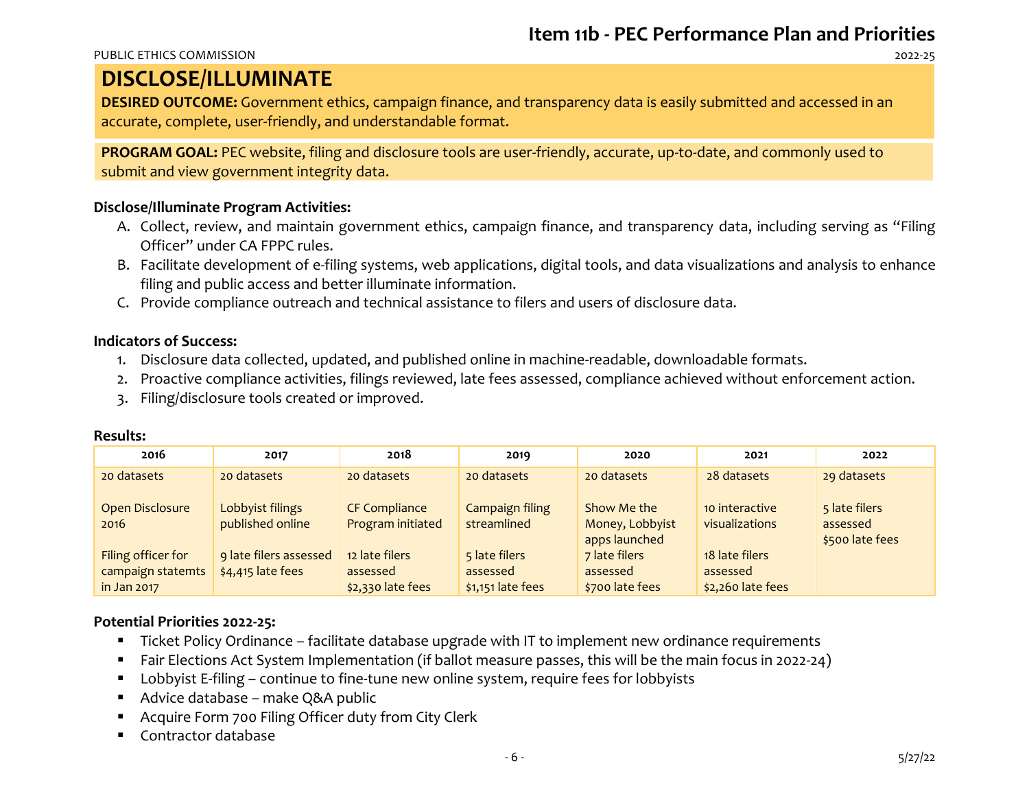# DISCLOSE/ILLUMINATE

**DESIRED OUTCOME:** Government ethics, campaign finance, and transparency data is easily submitted and accessed in an accurate, complete, user-friendly, and understandable format.

**PROGRAM GOAL:** PEC website, filing and disclosure tools are user-friendly, accurate, up-to-date, and commonly used to submit and view government integrity data.

**Disclose/Illuminate Program Activities:**

A. Collect, review, and maintain government ethics, campaign finance, and transparency data, including serving as "Filing Officer" under CA FPPC rules.
B. Facilitate development of e-filing systems, web applications, digital tools, and data visualizations and analysis to enhance filing and public access and better illuminate information.
C. Provide compliance outreach and technical assistance to filers and users of disclosure data.

**Indicators of Success:**

1. Disclosure data collected, updated, and published online in machine-readable, downloadable formats.
2. Proactive compliance activities, filings reviewed, late fees assessed, compliance achieved without enforcement action.
3. Filing/disclosure tools created or improved.

**Results:**

| 2016 | 2017 | 2018 | 2019 | 2020 | 2021 | 2022 |
|---|---|---|---|---|---|---|
| 20 datasets | 20 datasets | 20 datasets | 20 datasets | 20 datasets | 28 datasets | 29 datasets |
| Open Disclosure 2016 | Lobbyist filings published online | CF Compliance Program initiated | Campaign filing streamlined | Show Me the Money, Lobbyist apps launched | 10 interactive visualizations | 5 late filers assessed $500 late fees |
| Filing officer for campaign statemts in Jan 2017 | 9 late filers assessed $4,415 late fees | 12 late filers assessed $2,330 late fees | 5 late filers assessed $1,151 late fees | 7 late filers assessed $700 late fees | 18 late filers assessed $2,260 late fees | |

**Potential Priorities 2022-25:**

- Ticket Policy Ordinance – facilitate database upgrade with IT to implement new ordinance requirements
- Fair Elections Act System Implementation (if ballot measure passes, this will be the main focus in 2022-24)
- Lobbyist E-filing – continue to fine-tune new online system, require fees for lobbyists
- Advice database – make Q&A public
- Acquire Form 700 Filing Officer duty from City Clerk
- Contractor database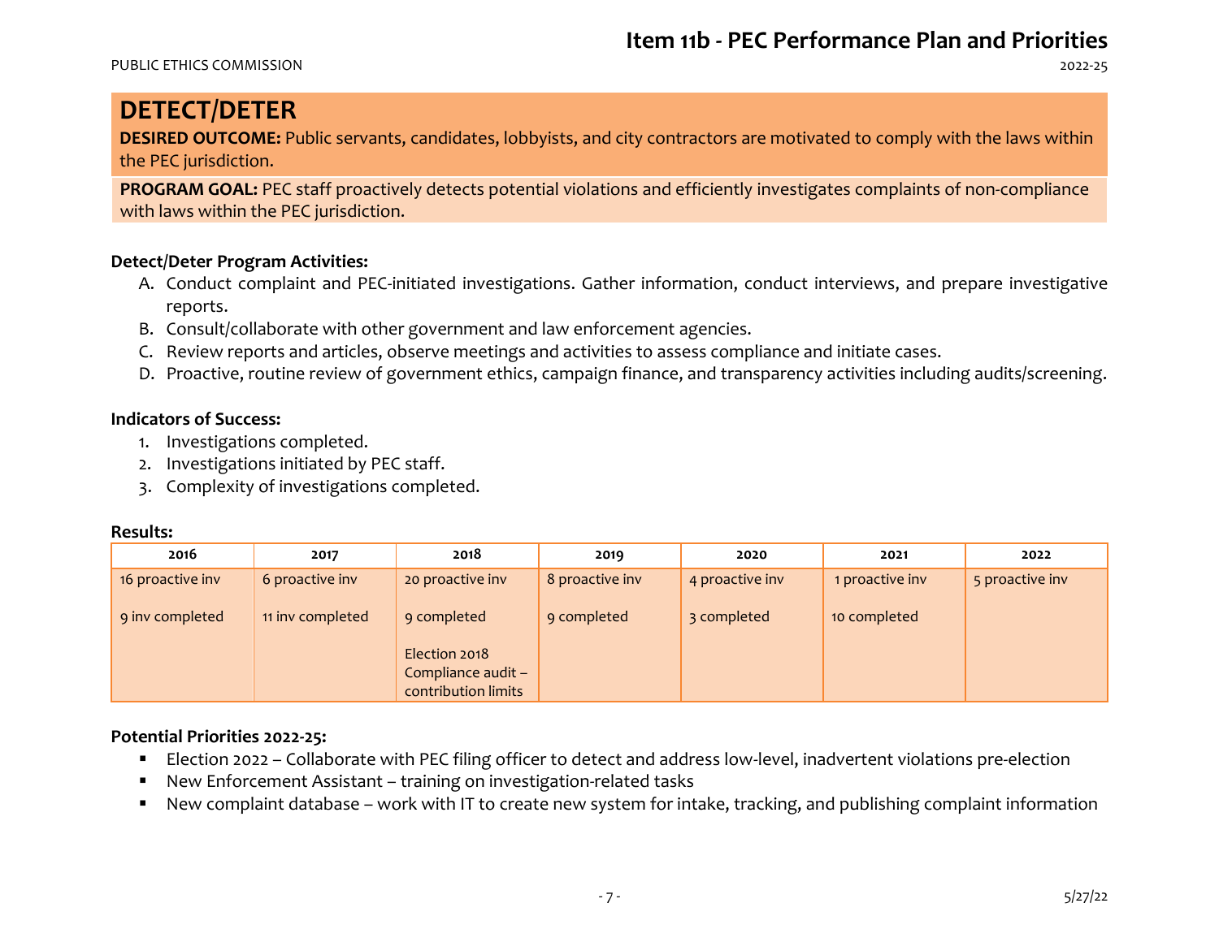## DETECT/DETER

**DESIRED OUTCOME:** Public servants, candidates, lobbyists, and city contractors are motivated to comply with the laws within the PEC jurisdiction.

**PROGRAM GOAL:** PEC staff proactively detects potential violations and efficiently investigates complaints of non-compliance with laws within the PEC jurisdiction.

**Detect/Deter Program Activities:**

A. Conduct complaint and PEC-initiated investigations. Gather information, conduct interviews, and prepare investigative reports.
B. Consult/collaborate with other government and law enforcement agencies.
C. Review reports and articles, observe meetings and activities to assess compliance and initiate cases.
D. Proactive, routine review of government ethics, campaign finance, and transparency activities including audits/screening.

**Indicators of Success:**

1. Investigations completed.
2. Investigations initiated by PEC staff.
3. Complexity of investigations completed.

**Results:**

| 2016 | 2017 | 2018 | 2019 | 2020 | 2021 | 2022 |
|---|---|---|---|---|---|---|
| 16 proactive inv<br><br>9 inv completed | 6 proactive inv<br><br>11 inv completed | 20 proactive inv<br><br>9 completed<br><br>Election 2018 Compliance audit – contribution limits | 8 proactive inv<br><br>9 completed | 4 proactive inv<br><br>3 completed | 1 proactive inv<br><br>10 completed | 5 proactive inv |

**Potential Priorities 2022-25:**

- Election 2022 – Collaborate with PEC filing officer to detect and address low-level, inadvertent violations pre-election
- New Enforcement Assistant – training on investigation-related tasks
- New complaint database – work with IT to create new system for intake, tracking, and publishing complaint information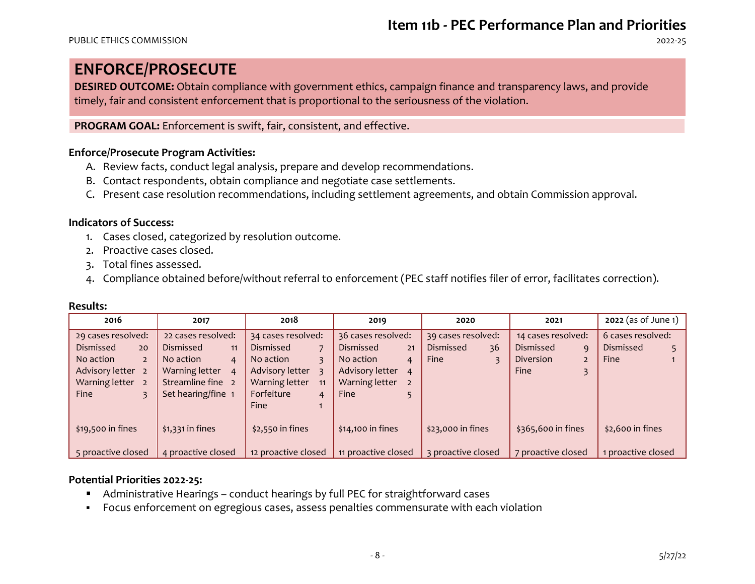# Item 11b - PEC Performance Plan and Priorities

## ENFORCE/PROSECUTE

**DESIRED OUTCOME:** Obtain compliance with government ethics, campaign finance and transparency laws, and provide timely, fair and consistent enforcement that is proportional to the seriousness of the violation.

**PROGRAM GOAL:** Enforcement is swift, fair, consistent, and effective.

**Enforce/Prosecute Program Activities:**

A. Review facts, conduct legal analysis, prepare and develop recommendations.
B. Contact respondents, obtain compliance and negotiate case settlements.
C. Present case resolution recommendations, including settlement agreements, and obtain Commission approval.

**Indicators of Success:**

1. Cases closed, categorized by resolution outcome.
2. Proactive cases closed.
3. Total fines assessed.
4. Compliance obtained before/without referral to enforcement (PEC staff notifies filer of error, facilitates correction).

**Results:**

| 2016 | 2017 | 2018 | 2019 | 2020 | 2021 | **2022** (as of June 1) |
|---|---|---|---|---|---|---|
| 29 cases resolved:<br>Dismissed 20<br>No action 2<br>Advisory letter 2<br>Warning letter 2<br>Fine 3 | 22 cases resolved:<br>Dismissed 11<br>No action 4<br>Warning letter 4<br>Streamline fine 2<br>Set hearing/fine 1 | 34 cases resolved:<br>Dismissed 7<br>No action 3<br>Advisory letter 3<br>Warning letter 11<br>Forfeiture 4<br>Fine 1 | 36 cases resolved:<br>Dismissed 21<br>No action 4<br>Advisory letter 4<br>Warning letter 2<br>Fine 5 | 39 cases resolved:<br>Dismissed 36<br>Fine 3 | 14 cases resolved:<br>Dismissed 9<br>Diversion 2<br>Fine 3 | 6 cases resolved:<br>Dismissed 5<br>Fine 1 |
| $19,500 in fines | $1,331 in fines | $2,550 in fines | $14,100 in fines | $23,000 in fines | $365,600 in fines | $2,600 in fines |
| 5 proactive closed | 4 proactive closed | 12 proactive closed | 11 proactive closed | 3 proactive closed | 7 proactive closed | 1 proactive closed |

**Potential Priorities 2022-25:**

- Administrative Hearings – conduct hearings by full PEC for straightforward cases
- Focus enforcement on egregious cases, assess penalties commensurate with each violation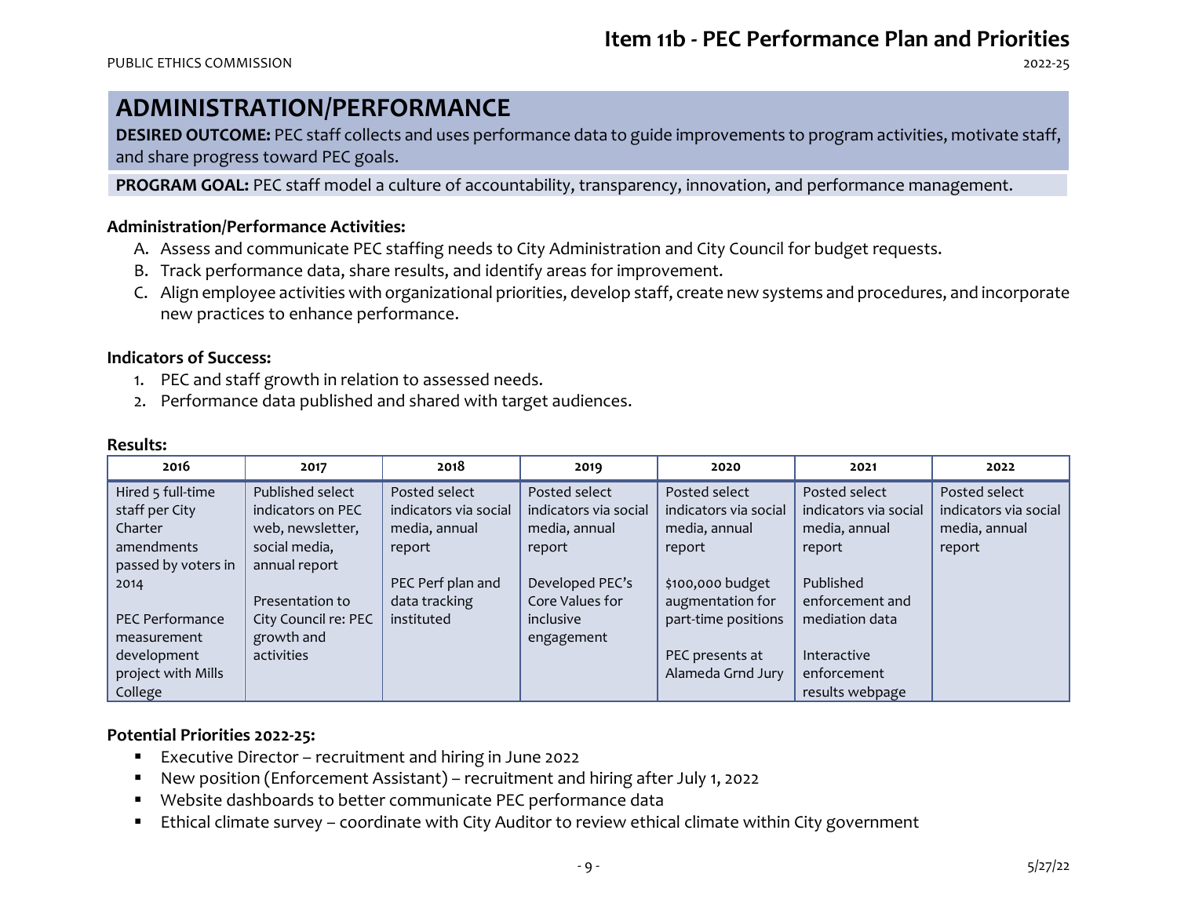# ADMINISTRATION/PERFORMANCE

**DESIRED OUTCOME:** PEC staff collects and uses performance data to guide improvements to program activities, motivate staff, and share progress toward PEC goals.

**PROGRAM GOAL:** PEC staff model a culture of accountability, transparency, innovation, and performance management.

**Administration/Performance Activities:**

A. Assess and communicate PEC staffing needs to City Administration and City Council for budget requests.
B. Track performance data, share results, and identify areas for improvement.
C. Align employee activities with organizational priorities, develop staff, create new systems and procedures, and incorporate new practices to enhance performance.

**Indicators of Success:**

1. PEC and staff growth in relation to assessed needs.
2. Performance data published and shared with target audiences.

**Results:**

| 2016 | 2017 | 2018 | 2019 | 2020 | 2021 | 2022 |
|---|---|---|---|---|---|---|
| Hired 5 full-time staff per City Charter amendments passed by voters in 2014<br><br>PEC Performance measurement development project with Mills College | Published select indicators on PEC web, newsletter, social media, annual report<br><br>Presentation to City Council re: PEC growth and activities | Posted select indicators via social media, annual report<br><br>PEC Perf plan and data tracking instituted | Posted select indicators via social media, annual report<br><br>Developed PEC's Core Values for inclusive engagement | Posted select indicators via social media, annual report<br><br>$100,000 budget augmentation for part-time positions<br><br>PEC presents at Alameda Grnd Jury | Posted select indicators via social media, annual report<br><br>Published enforcement and mediation data<br><br>Interactive enforcement results webpage | Posted select indicators via social media, annual report |

**Potential Priorities 2022-25:**

- Executive Director – recruitment and hiring in June 2022
- New position (Enforcement Assistant) – recruitment and hiring after July 1, 2022
- Website dashboards to better communicate PEC performance data
- Ethical climate survey – coordinate with City Auditor to review ethical climate within City government